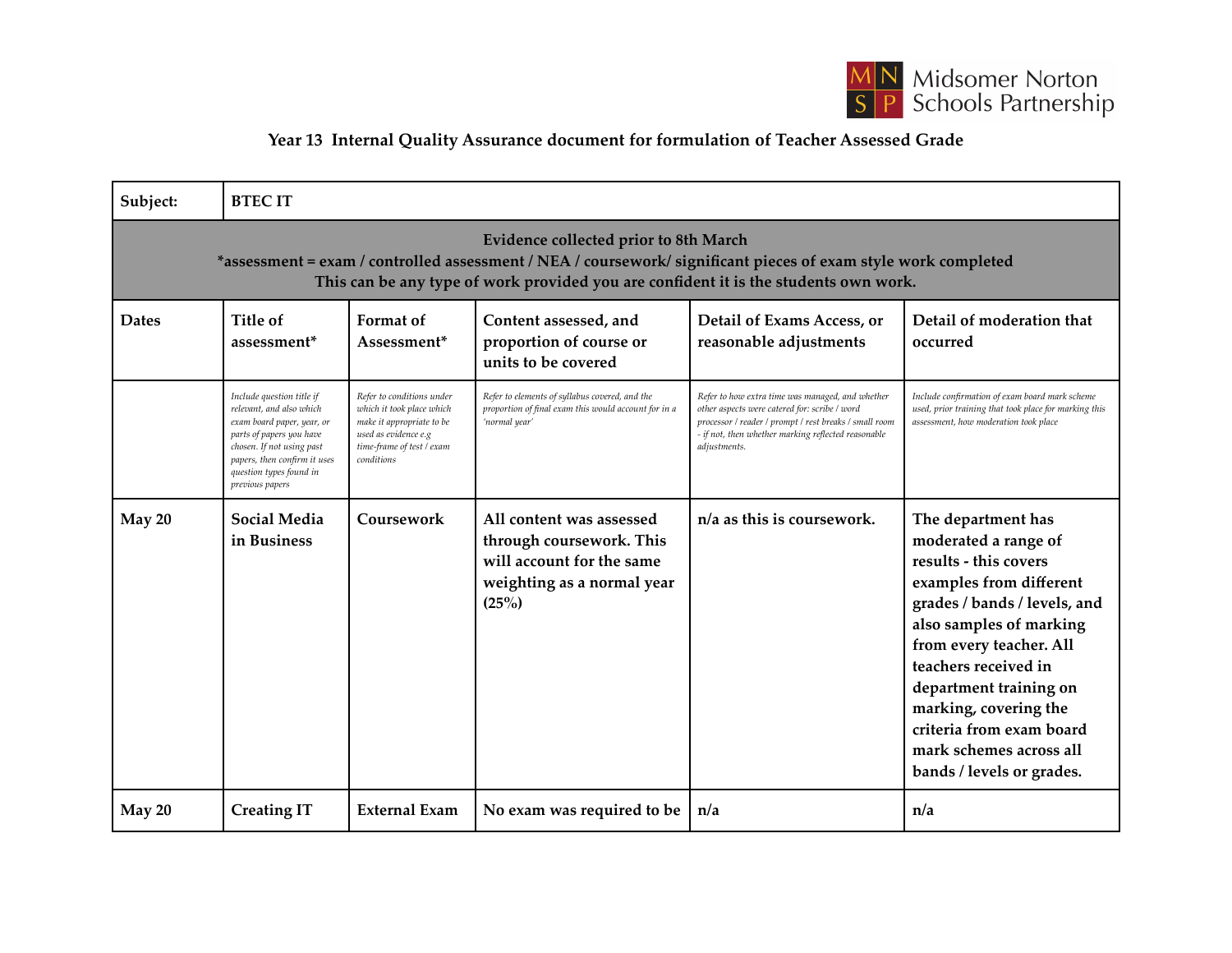Midsomer Norton Schools Partnership

## Year 13 Internal Quality Assurance document for formulation of Teacher Assessed Grade

| Subject: | BTEC IT | | | | |
|---|---|---|---|---|---|
| **Evidence collected prior to 8th March** <br> **\*assessment = exam / controlled assessment / NEA / coursework/ significant pieces of exam style work completed** <br> **This can be any type of work provided you are confident it is the students own work.** | | | | | |
| **Dates** | **Title of assessment\*** | **Format of Assessment\*** | **Content assessed, and proportion of course or units to be covered** | **Detail of Exams Access, or reasonable adjustments** | **Detail of moderation that occurred** |
| | *Include question title if relevant, and also which exam board paper, year, or parts of papers you have chosen. If not using past papers, then confirm it uses question types found in previous papers* | *Refer to conditions under which it took place which make it appropriate to be used as evidence e.g time-frame of test / exam conditions* | *Refer to elements of syllabus covered, and the proportion of final exam this would account for in a 'normal year'* | *Refer to how extra time was managed, and whether other aspects were catered for: scribe / word processor / reader / prompt / rest breaks / small room - if not, then whether marking reflected reasonable adjustments.* | *Include confirmation of exam board mark scheme used, prior training that took place for marking this assessment, how moderation took place* |
| **May 20** | **Social Media in Business** | **Coursework** | **All content was assessed through coursework. This will account for the same weighting as a normal year (25%)** | **n/a as this is coursework.** | **The department has moderated a range of results - this covers examples from different grades / bands / levels, and also samples of marking from every teacher. All teachers received in department training on marking, covering the criteria from exam board mark schemes across all bands / levels or grades.** |
| **May 20** | **Creating IT** | **External Exam** | **No exam was required to be** | **n/a** | **n/a** |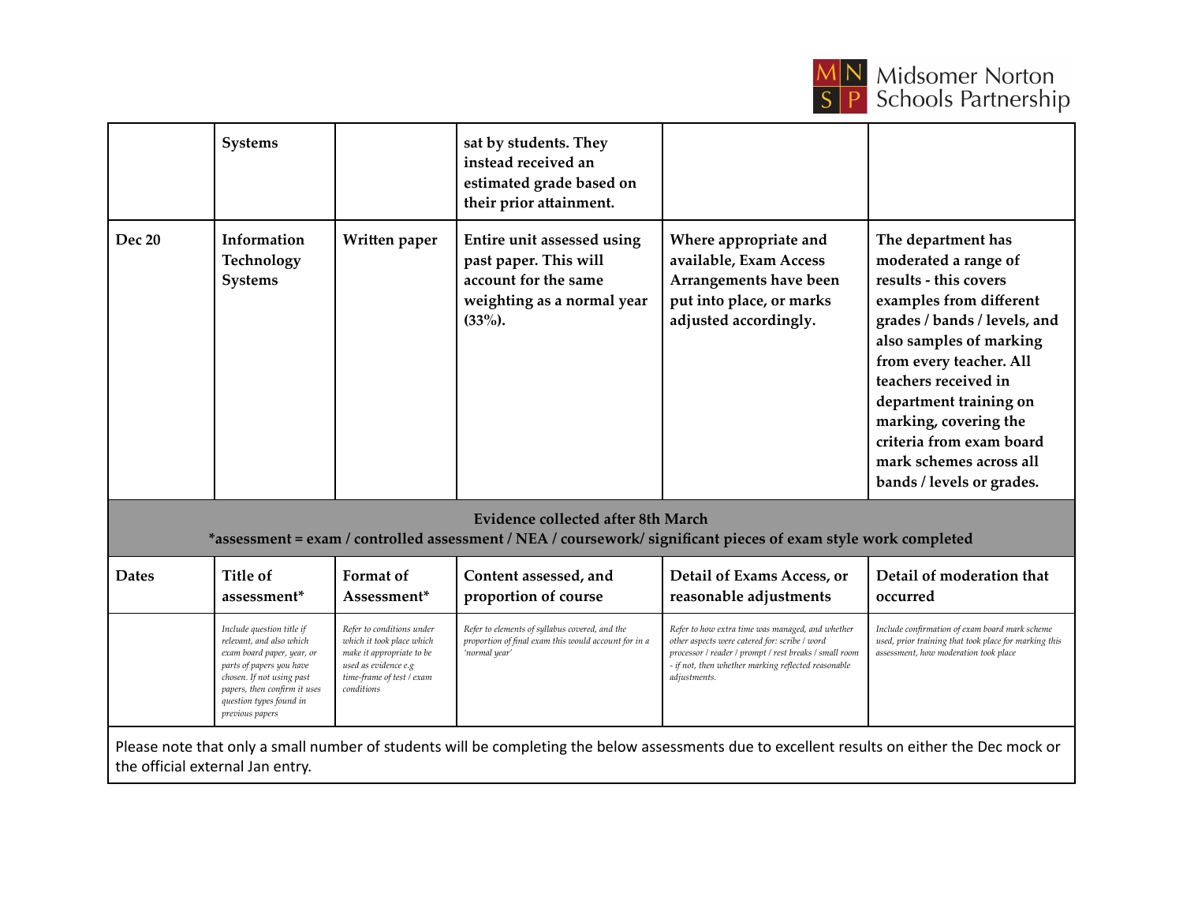|  | Systems |  | sat by students. They instead received an estimated grade based on their prior attainment. |  |  |
|---|---|---|---|---|---|
| **Dec 20** | **Information Technology Systems** | **Written paper** | **Entire unit assessed using past paper. This will account for the same weighting as a normal year (33%).** | **Where appropriate and available, Exam Access Arrangements have been put into place, or marks adjusted accordingly.** | **The department has moderated a range of results - this covers examples from different grades / bands / levels, and also samples of marking from every teacher. All teachers received in department training on marking, covering the criteria from exam board mark schemes across all bands / levels or grades.** |
| **Evidence collected after 8th March** *assessment = exam / controlled assessment / NEA / coursework/ significant pieces of exam style work completed** | | | | | |
| **Dates** | **Title of assessment*** | **Format of Assessment*** | **Content assessed, and proportion of course** | **Detail of Exams Access, or reasonable adjustments** | **Detail of moderation that occurred** |
|  | *Include question title if relevant, and also which exam board paper, year, or parts of papers you have chosen. If not using past papers, then confirm it uses question types found in previous papers* | *Refer to conditions under which it took place which make it appropriate to be used as evidence e.g time-frame of test / exam conditions* | *Refer to elements of syllabus covered, and the proportion of final exam this would account for in a 'normal year'* | *Refer to how extra time was managed, and whether other aspects were catered for: scribe / word processor / reader / prompt / rest breaks / small room - if not, then whether marking reflected reasonable adjustments.* | *Include confirmation of exam board mark scheme used, prior training that took place for marking this assessment, how moderation took place* |
| Please note that only a small number of students will be completing the below assessments due to excellent results on either the Dec mock or the official external Jan entry. | | | | | |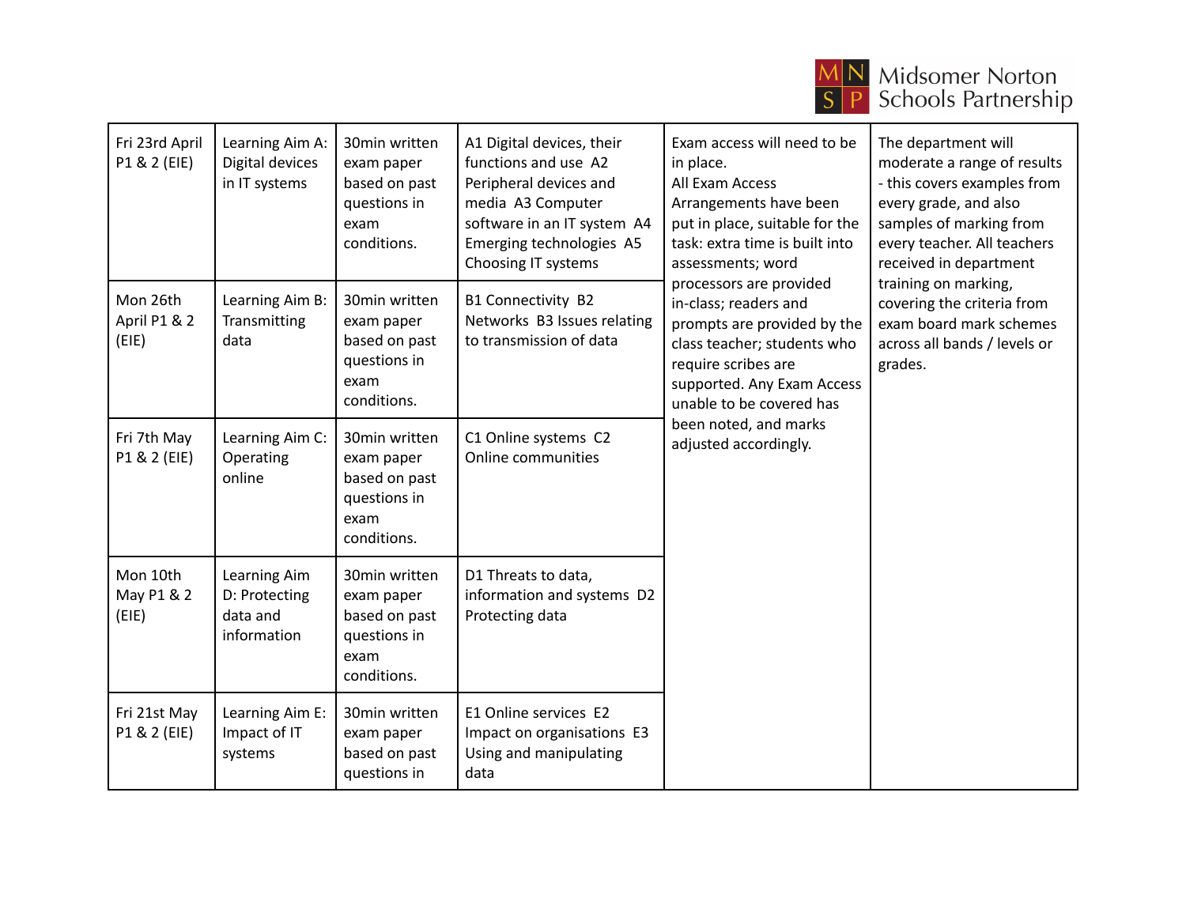| | | | | | |
|---|---|---|---|---|---|
| Fri 23rd April P1 & 2 (EIE) | Learning Aim A: Digital devices in IT systems | 30min written exam paper based on past questions in exam conditions. | A1 Digital devices, their functions and use A2 Peripheral devices and media A3 Computer software in an IT system A4 Emerging technologies A5 Choosing IT systems | Exam access will need to be in place. All Exam Access Arrangements have been put in place, suitable for the task: extra time is built into assessments; word processors are provided in-class; readers and prompts are provided by the class teacher; students who require scribes are supported. Any Exam Access unable to be covered has been noted, and marks adjusted accordingly. | The department will moderate a range of results - this covers examples from every grade, and also samples of marking from every teacher. All teachers received in department training on marking, covering the criteria from exam board mark schemes across all bands / levels or grades. |
| Mon 26th April P1 & 2 (EIE) | Learning Aim B: Transmitting data | 30min written exam paper based on past questions in exam conditions. | B1 Connectivity B2 Networks B3 Issues relating to transmission of data | | |
| Fri 7th May P1 & 2 (EIE) | Learning Aim C: Operating online | 30min written exam paper based on past questions in exam conditions. | C1 Online systems C2 Online communities | | |
| Mon 10th May P1 & 2 (EIE) | Learning Aim D: Protecting data and information | 30min written exam paper based on past questions in exam conditions. | D1 Threats to data, information and systems D2 Protecting data | | |
| Fri 21st May P1 & 2 (EIE) | Learning Aim E: Impact of IT systems | 30min written exam paper based on past questions in | E1 Online services E2 Impact on organisations E3 Using and manipulating data | | |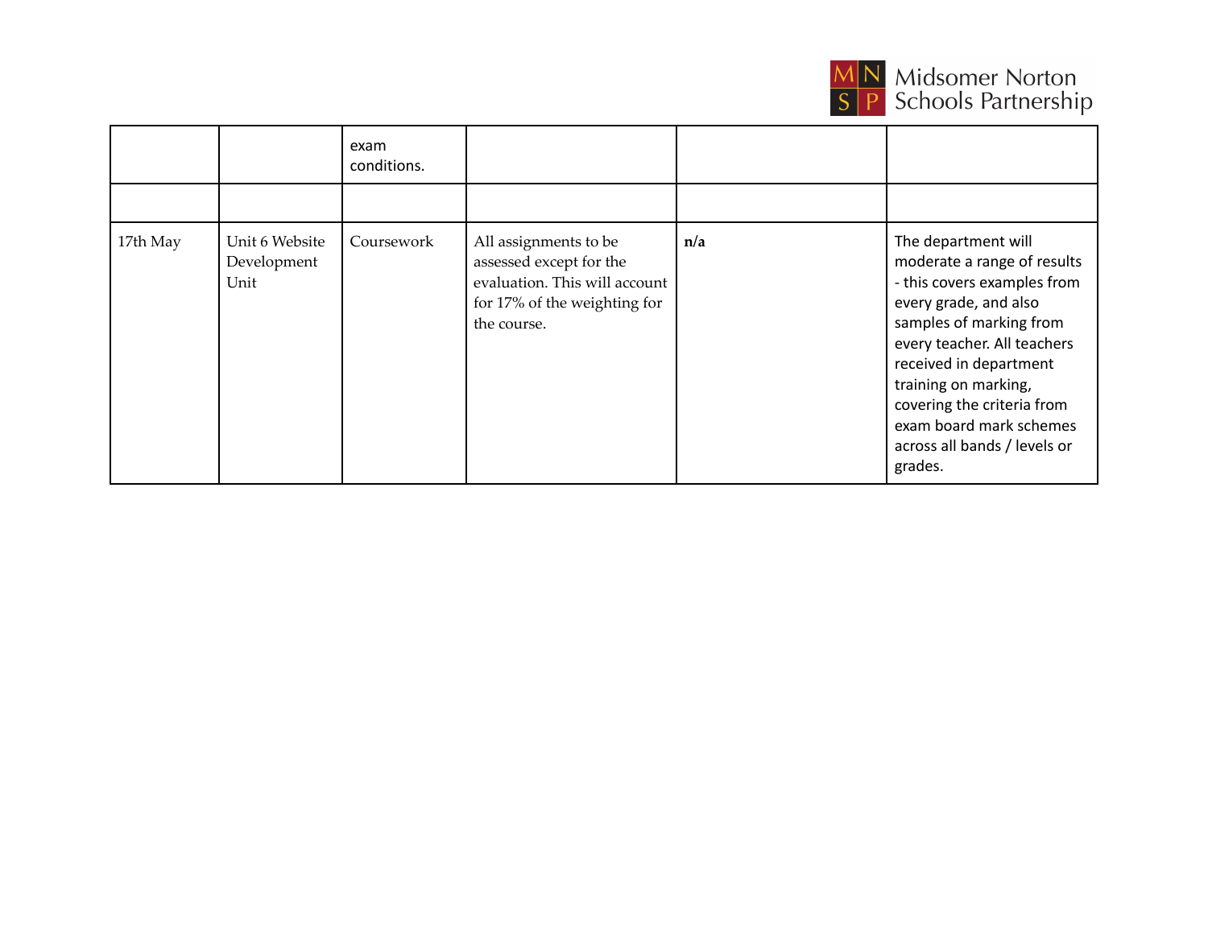| | | | | | |
|---|---|---|---|---|---|
| | | exam conditions. | | | |
| | | | | | |
| 17th May | Unit 6 Website Development Unit | Coursework | All assignments to be assessed except for the evaluation. This will account for 17% of the weighting for the course. | **n/a** | The department will moderate a range of results - this covers examples from every grade, and also samples of marking from every teacher. All teachers received in department training on marking, covering the criteria from exam board mark schemes across all bands / levels or grades. |